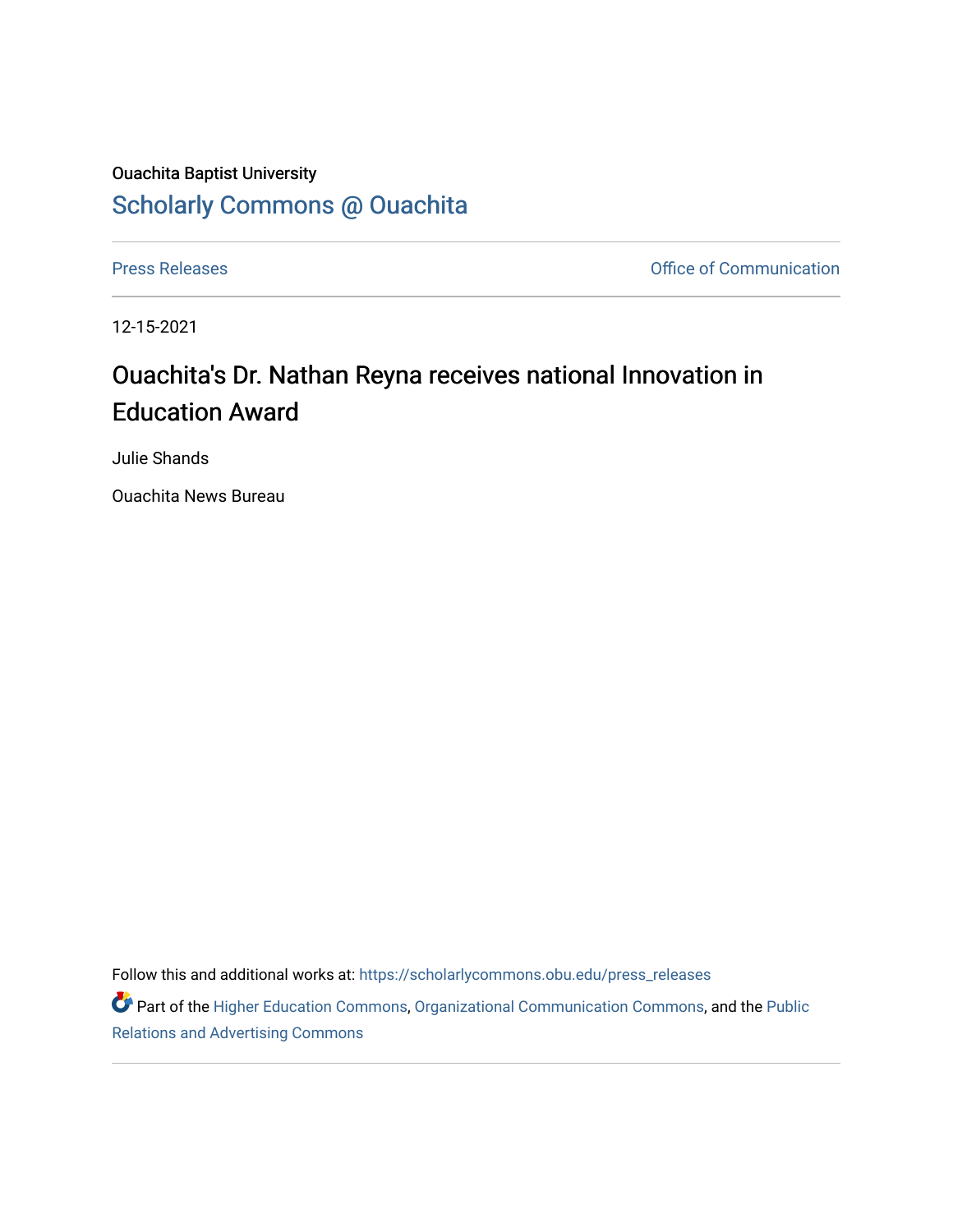Ouachita Baptist University

Scholarly Commons @ Ouachita

Press Releases

Office of Communication

12-15-2021

# Ouachita's Dr. Nathan Reyna receives national Innovation in Education Award

Julie Shands

Ouachita News Bureau

Follow this and additional works at: https://scholarlycommons.obu.edu/press_releases

Part of the Higher Education Commons, Organizational Communication Commons, and the Public Relations and Advertising Commons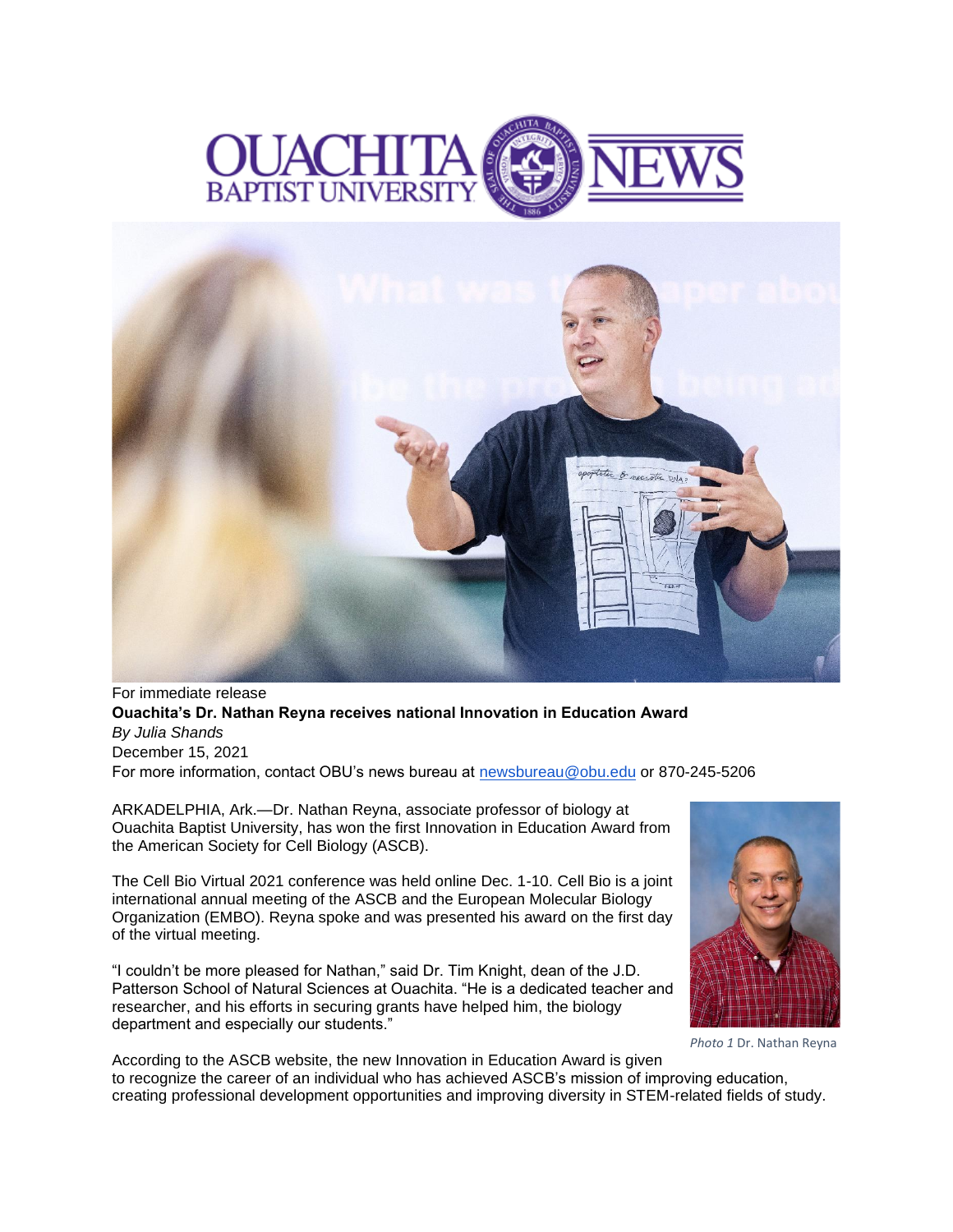For immediate release

**Ouachita's Dr. Nathan Reyna receives national Innovation in Education Award**

*By Julia Shands*

December 15, 2021

For more information, contact OBU's news bureau at newsbureau@obu.edu or 870-245-5206

ARKADELPHIA, Ark.—Dr. Nathan Reyna, associate professor of biology at Ouachita Baptist University, has won the first Innovation in Education Award from the American Society for Cell Biology (ASCB).

The Cell Bio Virtual 2021 conference was held online Dec. 1-10. Cell Bio is a joint international annual meeting of the ASCB and the European Molecular Biology Organization (EMBO). Reyna spoke and was presented his award on the first day of the virtual meeting.

"I couldn't be more pleased for Nathan," said Dr. Tim Knight, dean of the J.D. Patterson School of Natural Sciences at Ouachita. "He is a dedicated teacher and researcher, and his efforts in securing grants have helped him, the biology department and especially our students."

*Photo 1* Dr. Nathan Reyna

According to the ASCB website, the new Innovation in Education Award is given to recognize the career of an individual who has achieved ASCB's mission of improving education, creating professional development opportunities and improving diversity in STEM-related fields of study.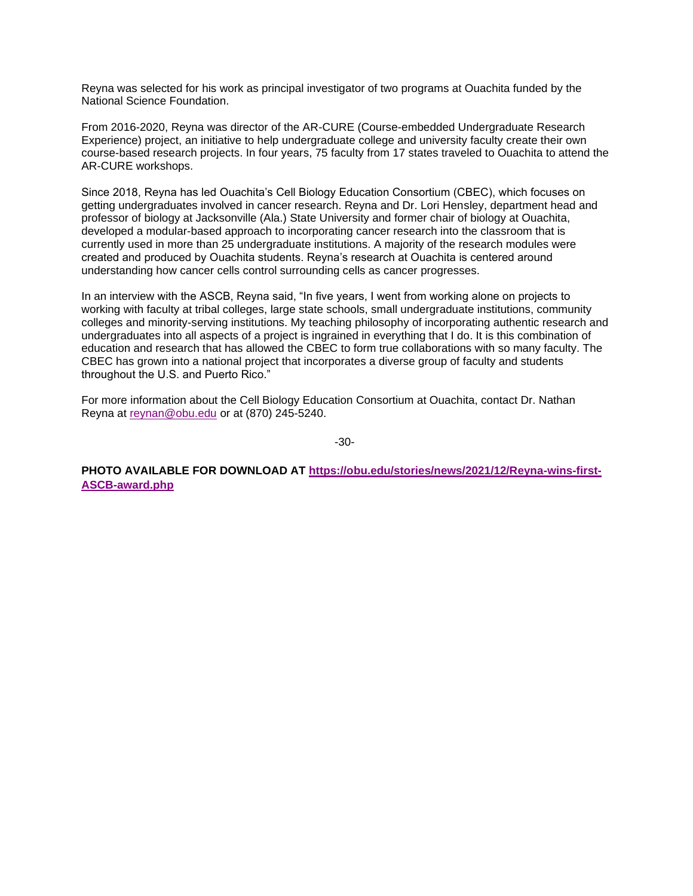Reyna was selected for his work as principal investigator of two programs at Ouachita funded by the National Science Foundation.

From 2016-2020, Reyna was director of the AR-CURE (Course-embedded Undergraduate Research Experience) project, an initiative to help undergraduate college and university faculty create their own course-based research projects. In four years, 75 faculty from 17 states traveled to Ouachita to attend the AR-CURE workshops.

Since 2018, Reyna has led Ouachita's Cell Biology Education Consortium (CBEC), which focuses on getting undergraduates involved in cancer research. Reyna and Dr. Lori Hensley, department head and professor of biology at Jacksonville (Ala.) State University and former chair of biology at Ouachita, developed a modular-based approach to incorporating cancer research into the classroom that is currently used in more than 25 undergraduate institutions. A majority of the research modules were created and produced by Ouachita students. Reyna's research at Ouachita is centered around understanding how cancer cells control surrounding cells as cancer progresses.

In an interview with the ASCB, Reyna said, "In five years, I went from working alone on projects to working with faculty at tribal colleges, large state schools, small undergraduate institutions, community colleges and minority-serving institutions. My teaching philosophy of incorporating authentic research and undergraduates into all aspects of a project is ingrained in everything that I do. It is this combination of education and research that has allowed the CBEC to form true collaborations with so many faculty. The CBEC has grown into a national project that incorporates a diverse group of faculty and students throughout the U.S. and Puerto Rico."

For more information about the Cell Biology Education Consortium at Ouachita, contact Dr. Nathan Reyna at reynan@obu.edu or at (870) 245-5240.

-30-

**PHOTO AVAILABLE FOR DOWNLOAD AT https://obu.edu/stories/news/2021/12/Reyna-wins-first-ASCB-award.php**